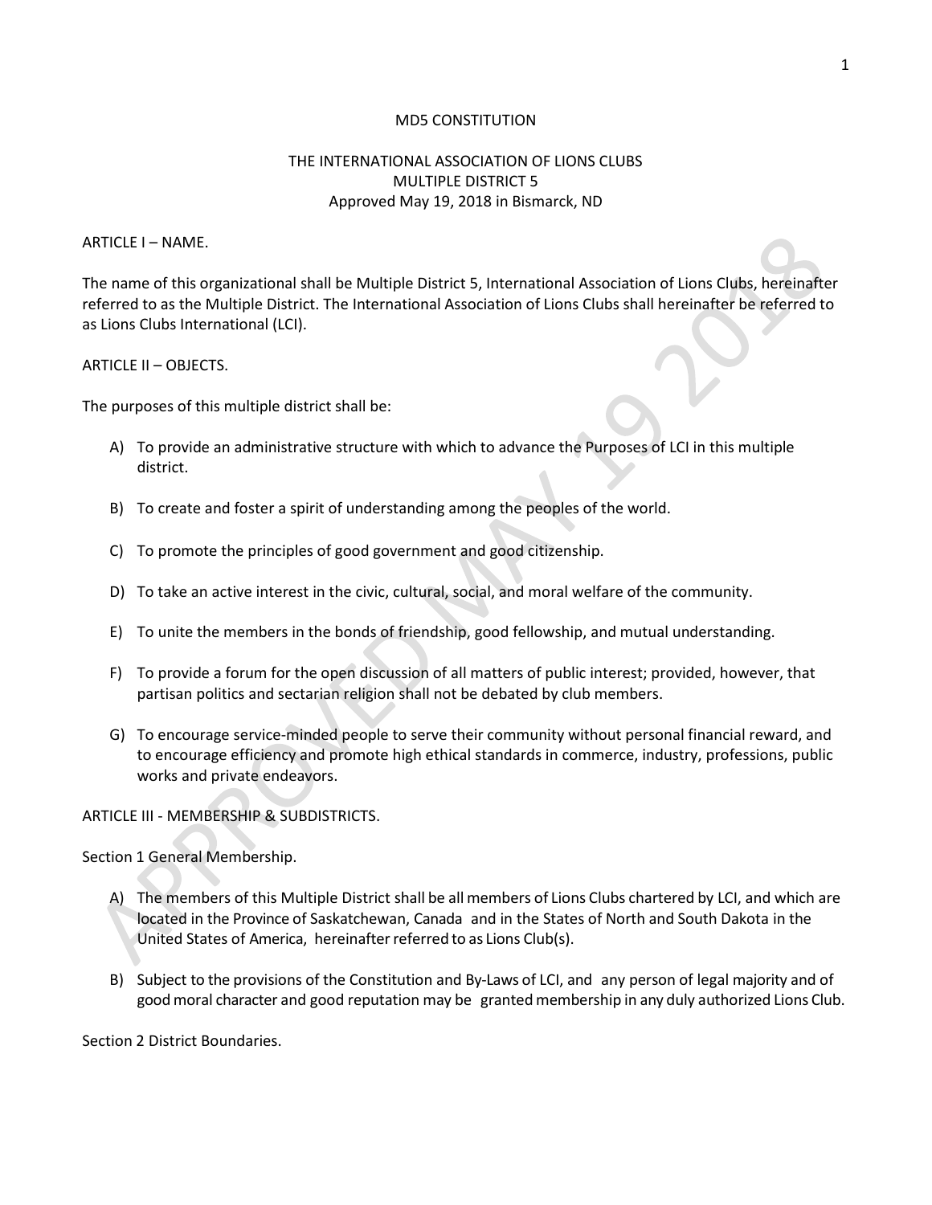# MD5 CONSTITUTION

## THE INTERNATIONAL ASSOCIATION OF LIONS CLUBS
## MULTIPLE DISTRICT 5
Approved May 19, 2018 in Bismarck, ND

## ARTICLE I – NAME.

The name of this organizational shall be Multiple District 5, International Association of Lions Clubs, hereinafter referred to as the Multiple District. The International Association of Lions Clubs shall hereinafter be referred to as Lions Clubs International (LCI).

## ARTICLE II – OBJECTS.

The purposes of this multiple district shall be:

A) To provide an administrative structure with which to advance the Purposes of LCI in this multiple district.

B) To create and foster a spirit of understanding among the peoples of the world.

C) To promote the principles of good government and good citizenship.

D) To take an active interest in the civic, cultural, social, and moral welfare of the community.

E) To unite the members in the bonds of friendship, good fellowship, and mutual understanding.

F) To provide a forum for the open discussion of all matters of public interest; provided, however, that partisan politics and sectarian religion shall not be debated by club members.

G) To encourage service-minded people to serve their community without personal financial reward, and to encourage efficiency and promote high ethical standards in commerce, industry, professions, public works and private endeavors.

## ARTICLE III - MEMBERSHIP & SUBDISTRICTS.

### Section 1 General Membership.

A) The members of this Multiple District shall be all members of Lions Clubs chartered by LCI, and which are located in the Province of Saskatchewan, Canada and in the States of North and South Dakota in the United States of America, hereinafter referred to as Lions Club(s).

B) Subject to the provisions of the Constitution and By-Laws of LCI, and any person of legal majority and of good moral character and good reputation may be granted membership in any duly authorized Lions Club.

### Section 2 District Boundaries.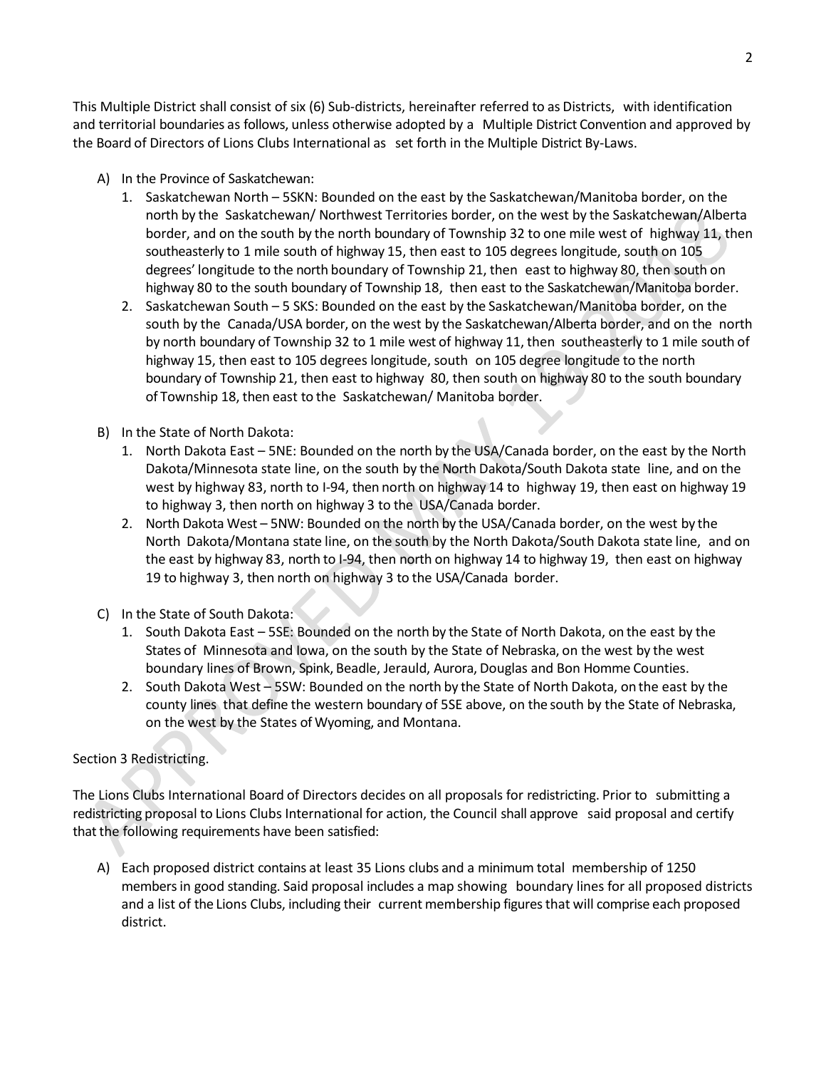This Multiple District shall consist of six (6) Sub-districts, hereinafter referred to as Districts, with identification and territorial boundaries as follows, unless otherwise adopted by a Multiple District Convention and approved by the Board of Directors of Lions Clubs International as set forth in the Multiple District By-Laws.

A) In the Province of Saskatchewan:
   1. Saskatchewan North – 5SKN: Bounded on the east by the Saskatchewan/Manitoba border, on the north by the Saskatchewan/ Northwest Territories border, on the west by the Saskatchewan/Alberta border, and on the south by the north boundary of Township 32 to one mile west of highway 11, then southeasterly to 1 mile south of highway 15, then east to 105 degrees longitude, south on 105 degrees' longitude to the north boundary of Township 21, then east to highway 80, then south on highway 80 to the south boundary of Township 18, then east to the Saskatchewan/Manitoba border.
   2. Saskatchewan South – 5 SKS: Bounded on the east by the Saskatchewan/Manitoba border, on the south by the Canada/USA border, on the west by the Saskatchewan/Alberta border, and on the north by north boundary of Township 32 to 1 mile west of highway 11, then southeasterly to 1 mile south of highway 15, then east to 105 degrees longitude, south on 105 degree longitude to the north boundary of Township 21, then east to highway 80, then south on highway 80 to the south boundary of Township 18, then east to the Saskatchewan/ Manitoba border.

B) In the State of North Dakota:
   1. North Dakota East – 5NE: Bounded on the north by the USA/Canada border, on the east by the North Dakota/Minnesota state line, on the south by the North Dakota/South Dakota state line, and on the west by highway 83, north to I-94, then north on highway 14 to highway 19, then east on highway 19 to highway 3, then north on highway 3 to the USA/Canada border.
   2. North Dakota West – 5NW: Bounded on the north by the USA/Canada border, on the west by the North Dakota/Montana state line, on the south by the North Dakota/South Dakota state line, and on the east by highway 83, north to I-94, then north on highway 14 to highway 19, then east on highway 19 to highway 3, then north on highway 3 to the USA/Canada border.

C) In the State of South Dakota:
   1. South Dakota East – 5SE: Bounded on the north by the State of North Dakota, on the east by the States of Minnesota and Iowa, on the south by the State of Nebraska, on the west by the west boundary lines of Brown, Spink, Beadle, Jerauld, Aurora, Douglas and Bon Homme Counties.
   2. South Dakota West – 5SW: Bounded on the north by the State of North Dakota, on the east by the county lines that define the western boundary of 5SE above, on the south by the State of Nebraska, on the west by the States of Wyoming, and Montana.

Section 3 Redistricting.

The Lions Clubs International Board of Directors decides on all proposals for redistricting. Prior to submitting a redistricting proposal to Lions Clubs International for action, the Council shall approve said proposal and certify that the following requirements have been satisfied:

A) Each proposed district contains at least 35 Lions clubs and a minimum total membership of 1250 members in good standing. Said proposal includes a map showing boundary lines for all proposed districts and a list of the Lions Clubs, including their current membership figures that will comprise each proposed district.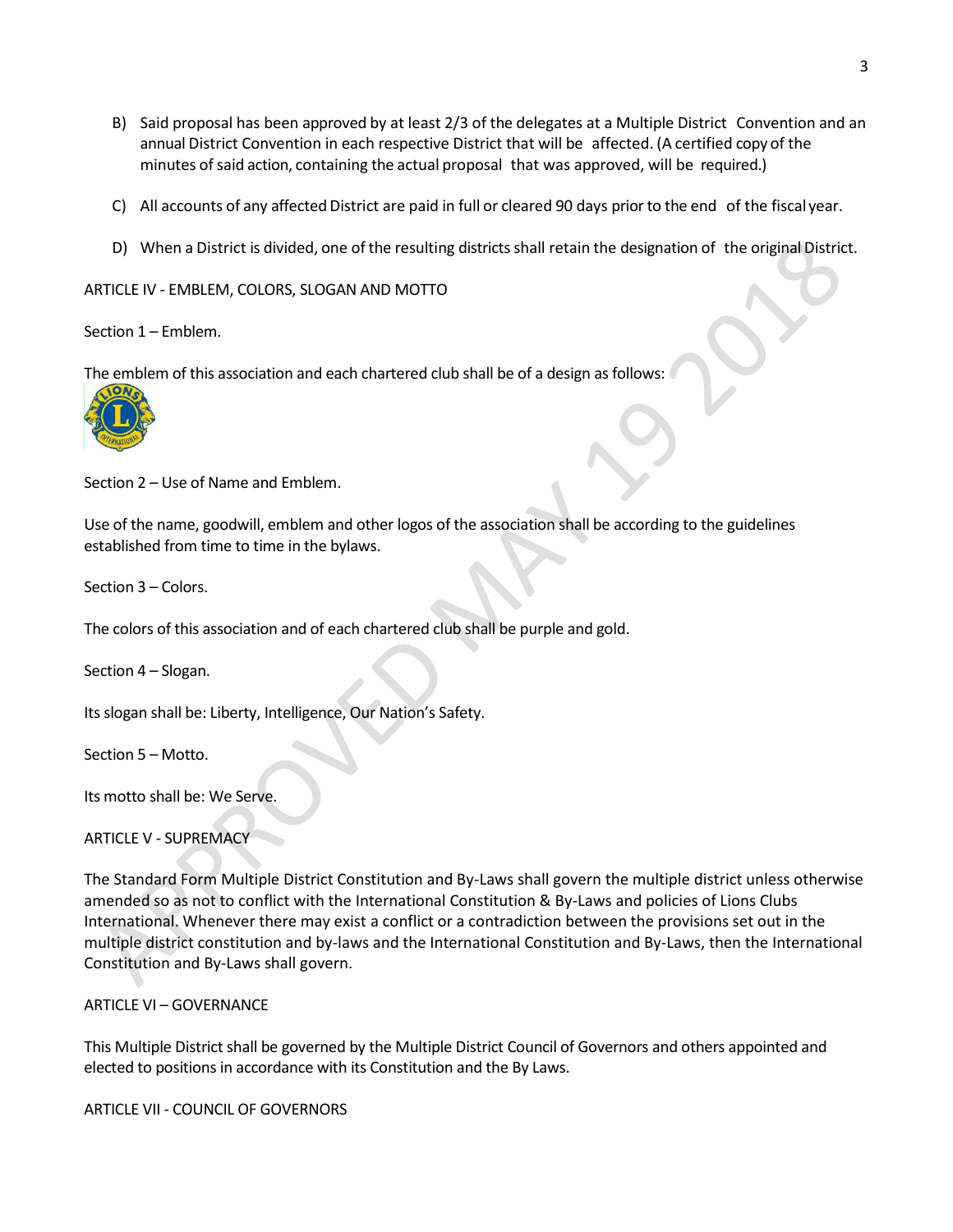B) Said proposal has been approved by at least 2/3 of the delegates at a Multiple District Convention and an annual District Convention in each respective District that will be affected. (A certified copy of the minutes of said action, containing the actual proposal that was approved, will be required.)

C) All accounts of any affected District are paid in full or cleared 90 days prior to the end of the fiscal year.

D) When a District is divided, one of the resulting districts shall retain the designation of the original District.

ARTICLE IV - EMBLEM, COLORS, SLOGAN AND MOTTO

Section 1 – Emblem.

The emblem of this association and each chartered club shall be of a design as follows:

Section 2 – Use of Name and Emblem.

Use of the name, goodwill, emblem and other logos of the association shall be according to the guidelines established from time to time in the bylaws.

Section 3 – Colors.

The colors of this association and of each chartered club shall be purple and gold.

Section 4 – Slogan.

Its slogan shall be: Liberty, Intelligence, Our Nation's Safety.

Section 5 – Motto.

Its motto shall be: We Serve.

ARTICLE V - SUPREMACY

The Standard Form Multiple District Constitution and By-Laws shall govern the multiple district unless otherwise amended so as not to conflict with the International Constitution & By-Laws and policies of Lions Clubs International. Whenever there may exist a conflict or a contradiction between the provisions set out in the multiple district constitution and by-laws and the International Constitution and By-Laws, then the International Constitution and By-Laws shall govern.

ARTICLE VI – GOVERNANCE

This Multiple District shall be governed by the Multiple District Council of Governors and others appointed and elected to positions in accordance with its Constitution and the By Laws.

ARTICLE VII - COUNCIL OF GOVERNORS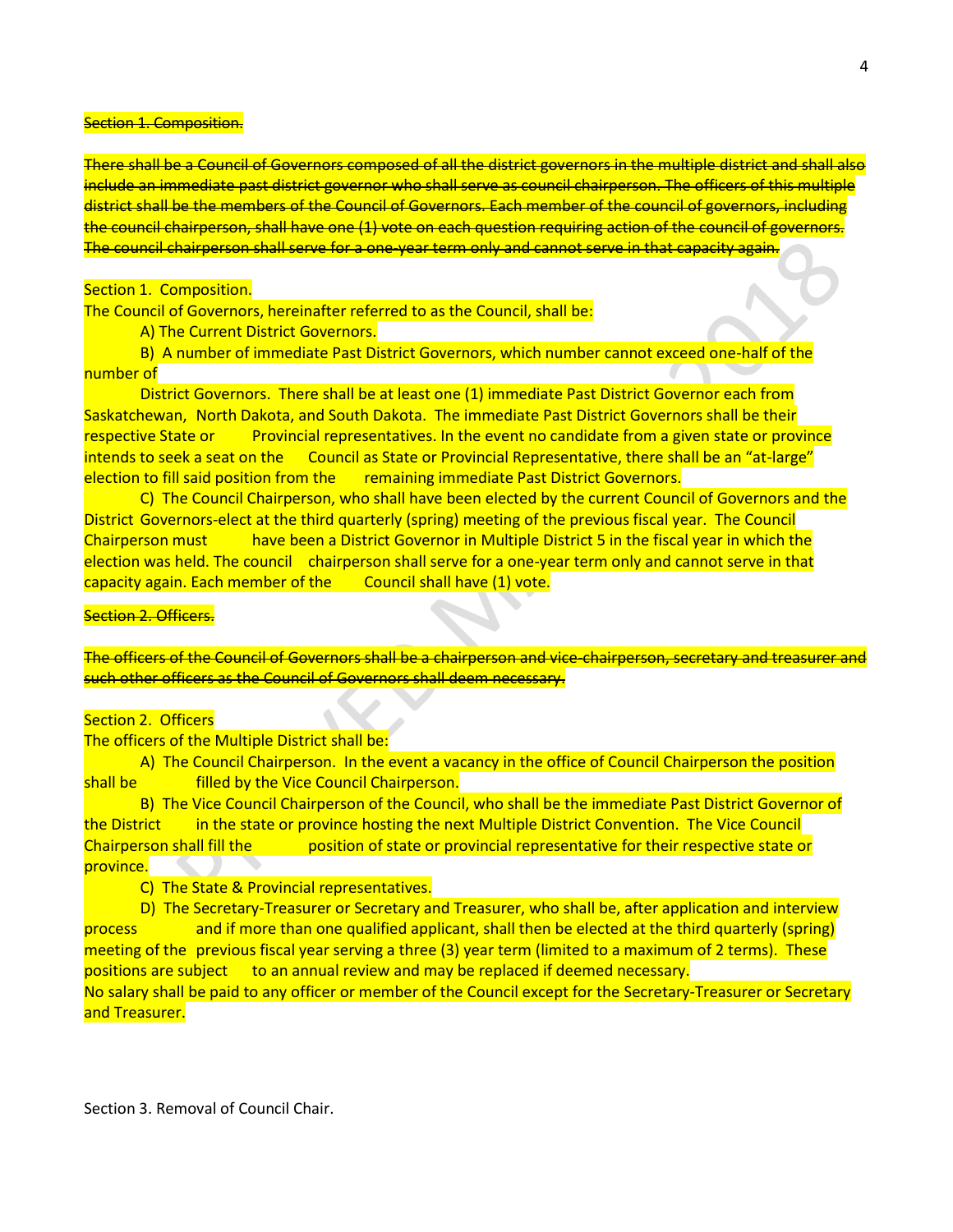~~Section 1. Composition.~~

~~There shall be a Council of Governors composed of all the district governors in the multiple district and shall also include an immediate past district governor who shall serve as council chairperson. The officers of this multiple district shall be the members of the Council of Governors. Each member of the council of governors, including the council chairperson, shall have one (1) vote on each question requiring action of the council of governors. The council chairperson shall serve for a one-year term only and cannot serve in that capacity again.~~

Section 1. Composition.
The Council of Governors, hereinafter referred to as the Council, shall be:

A) The Current District Governors.

B) A number of immediate Past District Governors, which number cannot exceed one-half of the number of District Governors. There shall be at least one (1) immediate Past District Governor each from Saskatchewan, North Dakota, and South Dakota. The immediate Past District Governors shall be their respective State or Provincial representatives. In the event no candidate from a given state or province intends to seek a seat on the Council as State or Provincial Representative, there shall be an "at-large" election to fill said position from the remaining immediate Past District Governors.

C) The Council Chairperson, who shall have been elected by the current Council of Governors and the District Governors-elect at the third quarterly (spring) meeting of the previous fiscal year. The Council Chairperson must have been a District Governor in Multiple District 5 in the fiscal year in which the election was held. The council chairperson shall serve for a one-year term only and cannot serve in that capacity again. Each member of the Council shall have (1) vote.

~~Section 2. Officers.~~

~~The officers of the Council of Governors shall be a chairperson and vice-chairperson, secretary and treasurer and such other officers as the Council of Governors shall deem necessary.~~

Section 2. Officers
The officers of the Multiple District shall be:

A) The Council Chairperson. In the event a vacancy in the office of Council Chairperson the position shall be filled by the Vice Council Chairperson.

B) The Vice Council Chairperson of the Council, who shall be the immediate Past District Governor of the District in the state or province hosting the next Multiple District Convention. The Vice Council Chairperson shall fill the position of state or provincial representative for their respective state or province.

C) The State & Provincial representatives.

D) The Secretary-Treasurer or Secretary and Treasurer, who shall be, after application and interview process and if more than one qualified applicant, shall then be elected at the third quarterly (spring) meeting of the previous fiscal year serving a three (3) year term (limited to a maximum of 2 terms). These positions are subject to an annual review and may be replaced if deemed necessary.

No salary shall be paid to any officer or member of the Council except for the Secretary-Treasurer or Secretary and Treasurer.

Section 3. Removal of Council Chair.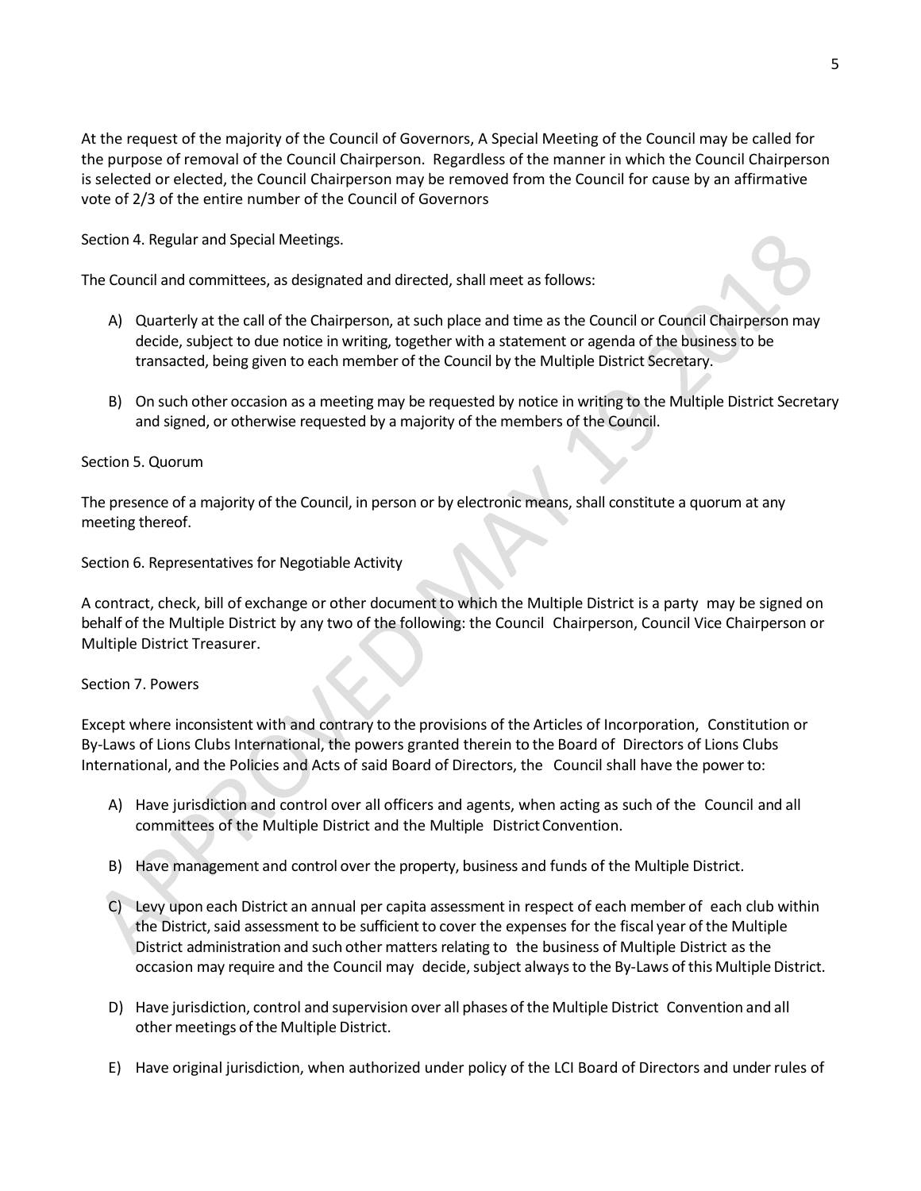At the request of the majority of the Council of Governors, A Special Meeting of the Council may be called for the purpose of removal of the Council Chairperson. Regardless of the manner in which the Council Chairperson is selected or elected, the Council Chairperson may be removed from the Council for cause by an affirmative vote of 2/3 of the entire number of the Council of Governors

Section 4. Regular and Special Meetings.

The Council and committees, as designated and directed, shall meet as follows:

A) Quarterly at the call of the Chairperson, at such place and time as the Council or Council Chairperson may decide, subject to due notice in writing, together with a statement or agenda of the business to be transacted, being given to each member of the Council by the Multiple District Secretary.

B) On such other occasion as a meeting may be requested by notice in writing to the Multiple District Secretary and signed, or otherwise requested by a majority of the members of the Council.

Section 5. Quorum

The presence of a majority of the Council, in person or by electronic means, shall constitute a quorum at any meeting thereof.

Section 6. Representatives for Negotiable Activity

A contract, check, bill of exchange or other document to which the Multiple District is a party may be signed on behalf of the Multiple District by any two of the following: the Council Chairperson, Council Vice Chairperson or Multiple District Treasurer.

Section 7. Powers

Except where inconsistent with and contrary to the provisions of the Articles of Incorporation, Constitution or By-Laws of Lions Clubs International, the powers granted therein to the Board of Directors of Lions Clubs International, and the Policies and Acts of said Board of Directors, the Council shall have the power to:

A) Have jurisdiction and control over all officers and agents, when acting as such of the Council and all committees of the Multiple District and the Multiple District Convention.

B) Have management and control over the property, business and funds of the Multiple District.

C) Levy upon each District an annual per capita assessment in respect of each member of each club within the District, said assessment to be sufficient to cover the expenses for the fiscal year of the Multiple District administration and such other matters relating to the business of Multiple District as the occasion may require and the Council may decide, subject always to the By-Laws of this Multiple District.

D) Have jurisdiction, control and supervision over all phases of the Multiple District Convention and all other meetings of the Multiple District.

E) Have original jurisdiction, when authorized under policy of the LCI Board of Directors and under rules of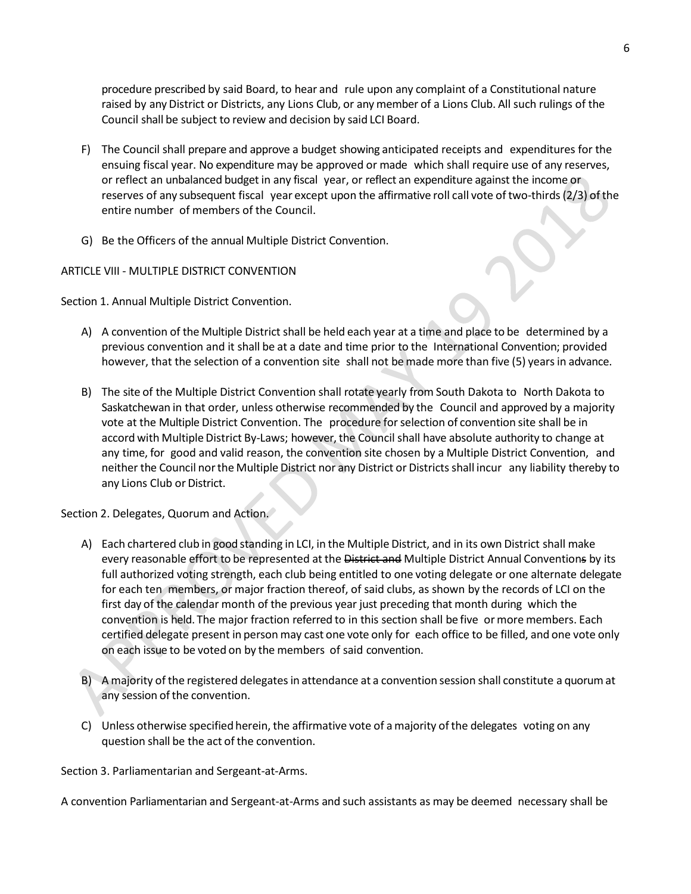procedure prescribed by said Board, to hear and rule upon any complaint of a Constitutional nature raised by any District or Districts, any Lions Club, or any member of a Lions Club. All such rulings of the Council shall be subject to review and decision by said LCI Board.

F) The Council shall prepare and approve a budget showing anticipated receipts and expenditures for the ensuing fiscal year. No expenditure may be approved or made which shall require use of any reserves, or reflect an unbalanced budget in any fiscal year, or reflect an expenditure against the income or reserves of any subsequent fiscal year except upon the affirmative roll call vote of two-thirds (2/3) of the entire number of members of the Council.

G) Be the Officers of the annual Multiple District Convention.

ARTICLE VIII - MULTIPLE DISTRICT CONVENTION

Section 1. Annual Multiple District Convention.

A) A convention of the Multiple District shall be held each year at a time and place to be determined by a previous convention and it shall be at a date and time prior to the International Convention; provided however, that the selection of a convention site shall not be made more than five (5) years in advance.

B) The site of the Multiple District Convention shall rotate yearly from South Dakota to North Dakota to Saskatchewan in that order, unless otherwise recommended by the Council and approved by a majority vote at the Multiple District Convention. The procedure for selection of convention site shall be in accord with Multiple District By-Laws; however, the Council shall have absolute authority to change at any time, for good and valid reason, the convention site chosen by a Multiple District Convention, and neither the Council nor the Multiple District nor any District or Districts shall incur any liability thereby to any Lions Club or District.

Section 2. Delegates, Quorum and Action.

A) Each chartered club in good standing in LCI, in the Multiple District, and in its own District shall make every reasonable effort to be represented at the ~~District and~~ Multiple District Annual Convention~~s~~ by its full authorized voting strength, each club being entitled to one voting delegate or one alternate delegate for each ten members, or major fraction thereof, of said clubs, as shown by the records of LCI on the first day of the calendar month of the previous year just preceding that month during which the convention is held. The major fraction referred to in this section shall be five or more members. Each certified delegate present in person may cast one vote only for each office to be filled, and one vote only on each issue to be voted on by the members of said convention.

B) A majority of the registered delegates in attendance at a convention session shall constitute a quorum at any session of the convention.

C) Unless otherwise specified herein, the affirmative vote of a majority of the delegates voting on any question shall be the act of the convention.

Section 3. Parliamentarian and Sergeant-at-Arms.

A convention Parliamentarian and Sergeant-at-Arms and such assistants as may be deemed necessary shall be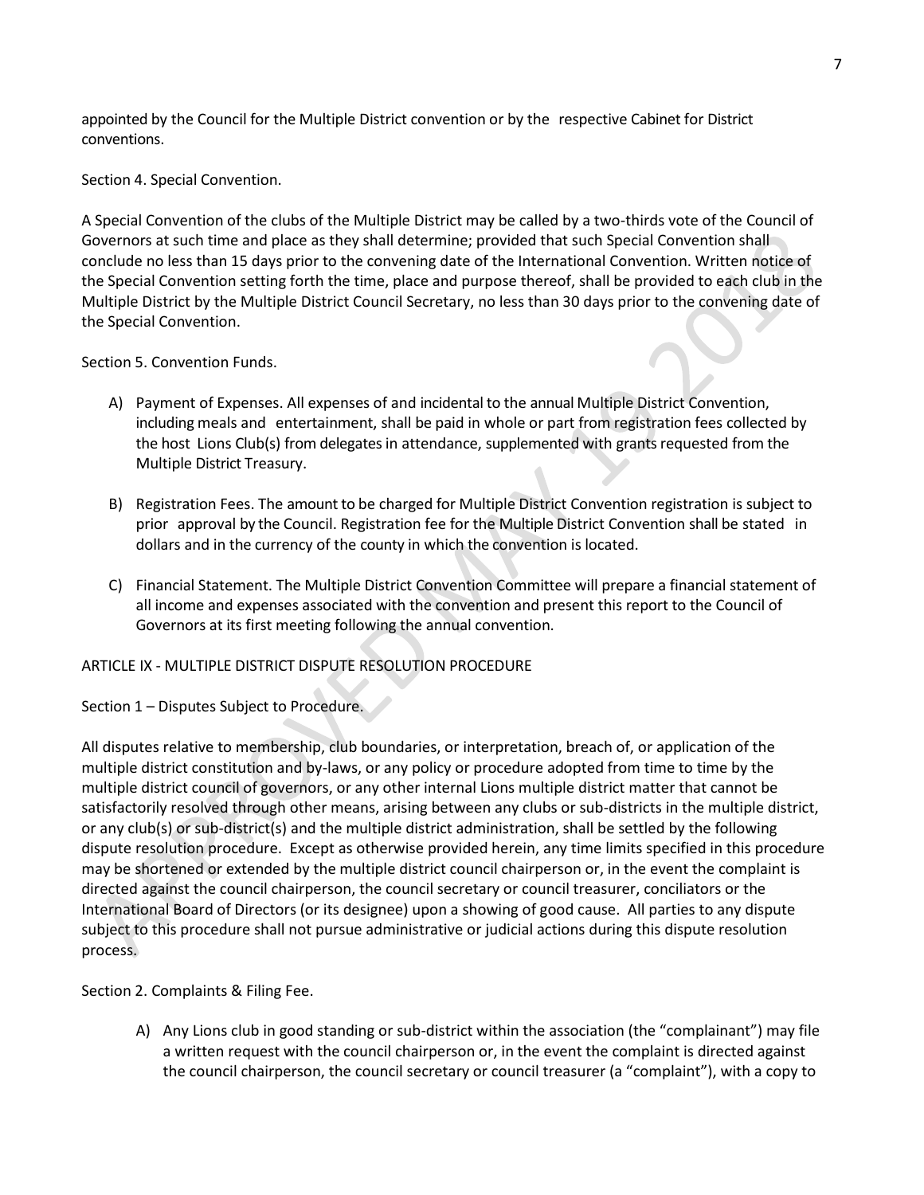appointed by the Council for the Multiple District convention or by the respective Cabinet for District conventions.

Section 4. Special Convention.

A Special Convention of the clubs of the Multiple District may be called by a two-thirds vote of the Council of Governors at such time and place as they shall determine; provided that such Special Convention shall conclude no less than 15 days prior to the convening date of the International Convention. Written notice of the Special Convention setting forth the time, place and purpose thereof, shall be provided to each club in the Multiple District by the Multiple District Council Secretary, no less than 30 days prior to the convening date of the Special Convention.

Section 5. Convention Funds.

A) Payment of Expenses. All expenses of and incidental to the annual Multiple District Convention, including meals and entertainment, shall be paid in whole or part from registration fees collected by the host Lions Club(s) from delegates in attendance, supplemented with grants requested from the Multiple District Treasury.

B) Registration Fees. The amount to be charged for Multiple District Convention registration is subject to prior approval by the Council. Registration fee for the Multiple District Convention shall be stated in dollars and in the currency of the county in which the convention is located.

C) Financial Statement. The Multiple District Convention Committee will prepare a financial statement of all income and expenses associated with the convention and present this report to the Council of Governors at its first meeting following the annual convention.

ARTICLE IX - MULTIPLE DISTRICT DISPUTE RESOLUTION PROCEDURE

Section 1 – Disputes Subject to Procedure.

All disputes relative to membership, club boundaries, or interpretation, breach of, or application of the multiple district constitution and by-laws, or any policy or procedure adopted from time to time by the multiple district council of governors, or any other internal Lions multiple district matter that cannot be satisfactorily resolved through other means, arising between any clubs or sub-districts in the multiple district, or any club(s) or sub-district(s) and the multiple district administration, shall be settled by the following dispute resolution procedure. Except as otherwise provided herein, any time limits specified in this procedure may be shortened or extended by the multiple district council chairperson or, in the event the complaint is directed against the council chairperson, the council secretary or council treasurer, conciliators or the International Board of Directors (or its designee) upon a showing of good cause. All parties to any dispute subject to this procedure shall not pursue administrative or judicial actions during this dispute resolution process.

Section 2. Complaints & Filing Fee.

A) Any Lions club in good standing or sub-district within the association (the "complainant") may file a written request with the council chairperson or, in the event the complaint is directed against the council chairperson, the council secretary or council treasurer (a "complaint"), with a copy to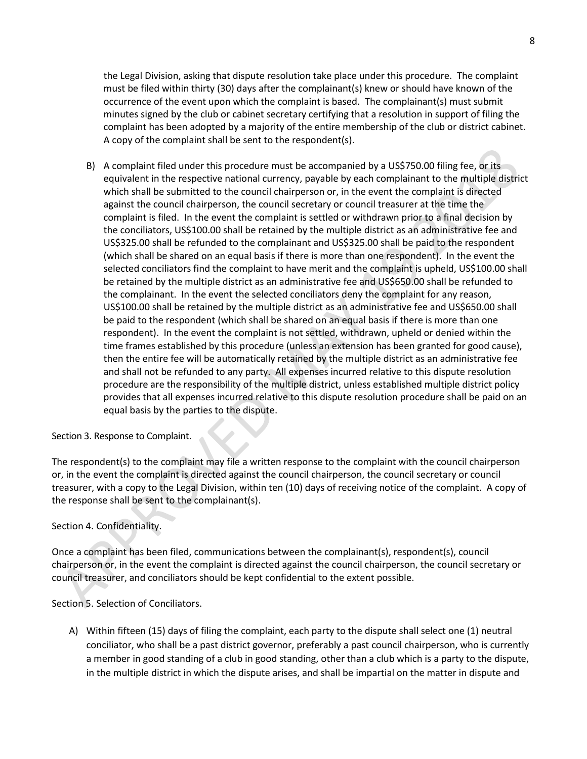the Legal Division, asking that dispute resolution take place under this procedure. The complaint must be filed within thirty (30) days after the complainant(s) knew or should have known of the occurrence of the event upon which the complaint is based. The complainant(s) must submit minutes signed by the club or cabinet secretary certifying that a resolution in support of filing the complaint has been adopted by a majority of the entire membership of the club or district cabinet. A copy of the complaint shall be sent to the respondent(s).

B) A complaint filed under this procedure must be accompanied by a US$750.00 filing fee, or its equivalent in the respective national currency, payable by each complainant to the multiple district which shall be submitted to the council chairperson or, in the event the complaint is directed against the council chairperson, the council secretary or council treasurer at the time the complaint is filed. In the event the complaint is settled or withdrawn prior to a final decision by the conciliators, US$100.00 shall be retained by the multiple district as an administrative fee and US$325.00 shall be refunded to the complainant and US$325.00 shall be paid to the respondent (which shall be shared on an equal basis if there is more than one respondent). In the event the selected conciliators find the complaint to have merit and the complaint is upheld, US$100.00 shall be retained by the multiple district as an administrative fee and US$650.00 shall be refunded to the complainant. In the event the selected conciliators deny the complaint for any reason, US$100.00 shall be retained by the multiple district as an administrative fee and US$650.00 shall be paid to the respondent (which shall be shared on an equal basis if there is more than one respondent). In the event the complaint is not settled, withdrawn, upheld or denied within the time frames established by this procedure (unless an extension has been granted for good cause), then the entire fee will be automatically retained by the multiple district as an administrative fee and shall not be refunded to any party. All expenses incurred relative to this dispute resolution procedure are the responsibility of the multiple district, unless established multiple district policy provides that all expenses incurred relative to this dispute resolution procedure shall be paid on an equal basis by the parties to the dispute.

Section 3. Response to Complaint.

The respondent(s) to the complaint may file a written response to the complaint with the council chairperson or, in the event the complaint is directed against the council chairperson, the council secretary or council treasurer, with a copy to the Legal Division, within ten (10) days of receiving notice of the complaint. A copy of the response shall be sent to the complainant(s).

Section 4. Confidentiality.

Once a complaint has been filed, communications between the complainant(s), respondent(s), council chairperson or, in the event the complaint is directed against the council chairperson, the council secretary or council treasurer, and conciliators should be kept confidential to the extent possible.

Section 5. Selection of Conciliators.

A) Within fifteen (15) days of filing the complaint, each party to the dispute shall select one (1) neutral conciliator, who shall be a past district governor, preferably a past council chairperson, who is currently a member in good standing of a club in good standing, other than a club which is a party to the dispute, in the multiple district in which the dispute arises, and shall be impartial on the matter in dispute and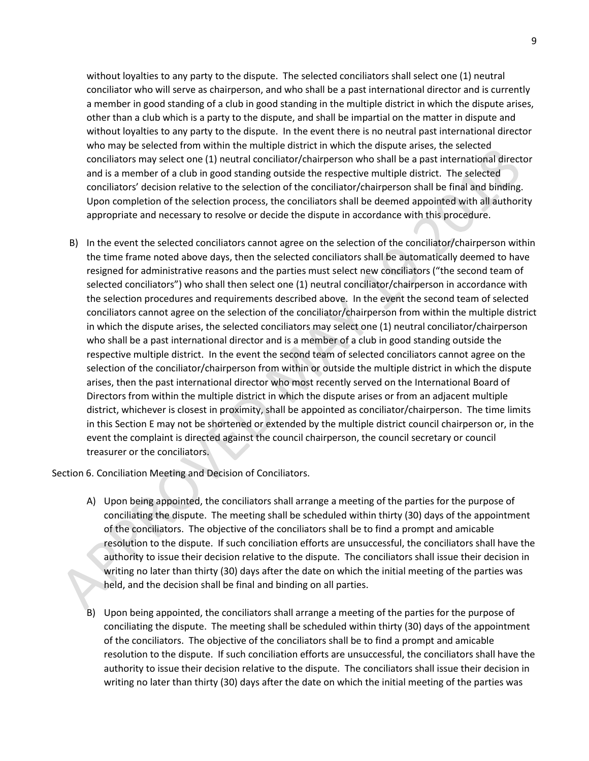without loyalties to any party to the dispute. The selected conciliators shall select one (1) neutral conciliator who will serve as chairperson, and who shall be a past international director and is currently a member in good standing of a club in good standing in the multiple district in which the dispute arises, other than a club which is a party to the dispute, and shall be impartial on the matter in dispute and without loyalties to any party to the dispute. In the event there is no neutral past international director who may be selected from within the multiple district in which the dispute arises, the selected conciliators may select one (1) neutral conciliator/chairperson who shall be a past international director and is a member of a club in good standing outside the respective multiple district. The selected conciliators' decision relative to the selection of the conciliator/chairperson shall be final and binding. Upon completion of the selection process, the conciliators shall be deemed appointed with all authority appropriate and necessary to resolve or decide the dispute in accordance with this procedure.

B) In the event the selected conciliators cannot agree on the selection of the conciliator/chairperson within the time frame noted above days, then the selected conciliators shall be automatically deemed to have resigned for administrative reasons and the parties must select new conciliators ("the second team of selected conciliators") who shall then select one (1) neutral conciliator/chairperson in accordance with the selection procedures and requirements described above. In the event the second team of selected conciliators cannot agree on the selection of the conciliator/chairperson from within the multiple district in which the dispute arises, the selected conciliators may select one (1) neutral conciliator/chairperson who shall be a past international director and is a member of a club in good standing outside the respective multiple district. In the event the second team of selected conciliators cannot agree on the selection of the conciliator/chairperson from within or outside the multiple district in which the dispute arises, then the past international director who most recently served on the International Board of Directors from within the multiple district in which the dispute arises or from an adjacent multiple district, whichever is closest in proximity, shall be appointed as conciliator/chairperson. The time limits in this Section E may not be shortened or extended by the multiple district council chairperson or, in the event the complaint is directed against the council chairperson, the council secretary or council treasurer or the conciliators.

Section 6. Conciliation Meeting and Decision of Conciliators.

A) Upon being appointed, the conciliators shall arrange a meeting of the parties for the purpose of conciliating the dispute. The meeting shall be scheduled within thirty (30) days of the appointment of the conciliators. The objective of the conciliators shall be to find a prompt and amicable resolution to the dispute. If such conciliation efforts are unsuccessful, the conciliators shall have the authority to issue their decision relative to the dispute. The conciliators shall issue their decision in writing no later than thirty (30) days after the date on which the initial meeting of the parties was held, and the decision shall be final and binding on all parties.

B) Upon being appointed, the conciliators shall arrange a meeting of the parties for the purpose of conciliating the dispute. The meeting shall be scheduled within thirty (30) days of the appointment of the conciliators. The objective of the conciliators shall be to find a prompt and amicable resolution to the dispute. If such conciliation efforts are unsuccessful, the conciliators shall have the authority to issue their decision relative to the dispute. The conciliators shall issue their decision in writing no later than thirty (30) days after the date on which the initial meeting of the parties was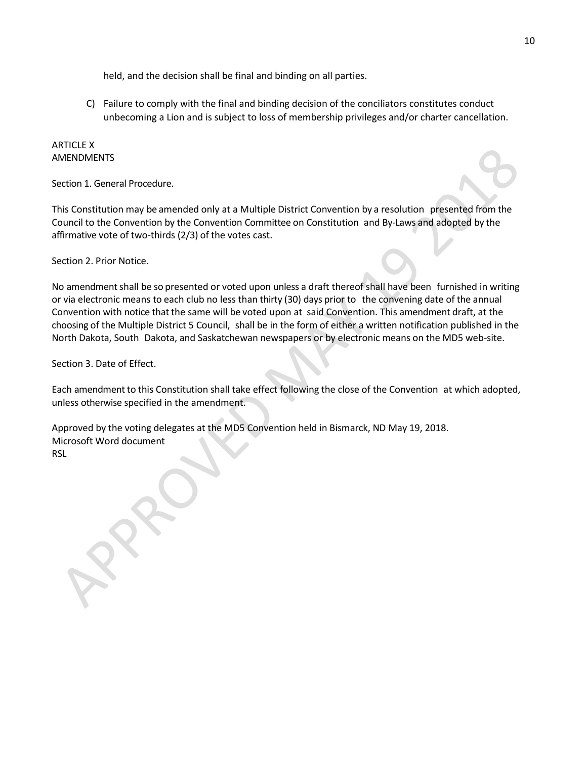held, and the decision shall be final and binding on all parties.

C) Failure to comply with the final and binding decision of the conciliators constitutes conduct unbecoming a Lion and is subject to loss of membership privileges and/or charter cancellation.

ARTICLE X
AMENDMENTS

Section 1. General Procedure.

This Constitution may be amended only at a Multiple District Convention by a resolution presented from the Council to the Convention by the Convention Committee on Constitution and By-Laws and adopted by the affirmative vote of two-thirds (2/3) of the votes cast.

Section 2. Prior Notice.

No amendment shall be so presented or voted upon unless a draft thereof shall have been furnished in writing or via electronic means to each club no less than thirty (30) days prior to the convening date of the annual Convention with notice that the same will be voted upon at said Convention. This amendment draft, at the choosing of the Multiple District 5 Council, shall be in the form of either a written notification published in the North Dakota, South Dakota, and Saskatchewan newspapers or by electronic means on the MD5 web-site.

Section 3. Date of Effect.

Each amendment to this Constitution shall take effect following the close of the Convention at which adopted, unless otherwise specified in the amendment.

Approved by the voting delegates at the MD5 Convention held in Bismarck, ND May 19, 2018.
Microsoft Word document
RSL